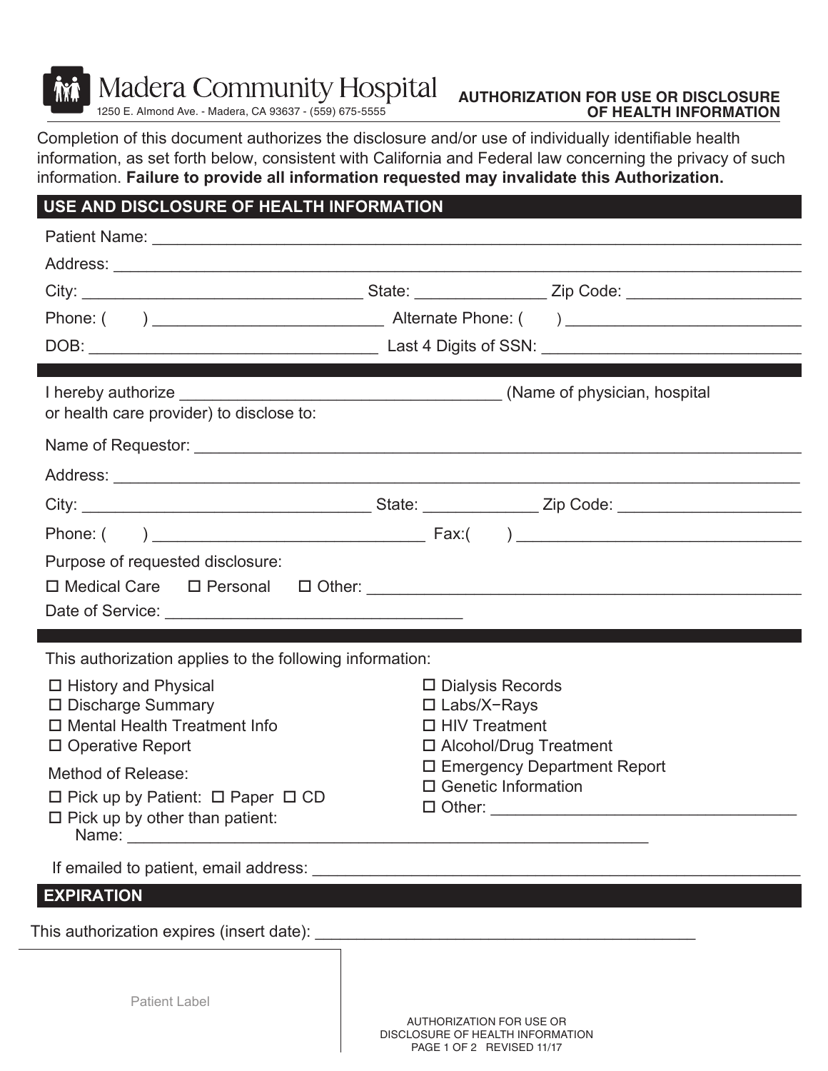Madera Community Hospital

1250 E. Almond Ave. - Madera, CA 93637 - (559) 675-5555

**AUTHORIZATION FOR USE OR DISCLOSURE OF HEALTH INFORMATION**

Completion of this document authorizes the disclosure and/or use of individually identifiable health information, as set forth below, consistent with California and Federal law concerning the privacy of such information. **Failure to provide all information requested may invalidate this Authorization.**

## USE AND DISCLOSURE OF HEALTH INFORMATION

Patient Name: ______________________________________________

Address: ______________________________________________

City: ____________________ State: ____________ Zip Code: ____________

Phone: ( ) ____________________ Alternate Phone: ( ) ____________________

DOB: ____________________ Last 4 Digits of SSN: ____________________

I hereby authorize ____________________ (Name of physician, hospital or health care provider) to disclose to:

Name of Requestor: ______________________________________________

Address: ______________________________________________

City: ____________________ State: ____________ Zip Code: ____________

Phone: ( ) ____________________ Fax:( ) ____________________

Purpose of requested disclosure:

☐ Medical Care ☐ Personal ☐ Other: ____________________

Date of Service: ____________________

This authorization applies to the following information:

☐ History and Physical
☐ Discharge Summary
☐ Mental Health Treatment Info
☐ Operative Report
☐ Dialysis Records
☐ Labs/X−Rays
☐ HIV Treatment
☐ Alcohol/Drug Treatment
☐ Emergency Department Report
☐ Genetic Information
☐ Other: ____________________

Method of Release:

☐ Pick up by Patient: ☐ Paper ☐ CD
☐ Pick up by other than patient:
Name: ____________________

If emailed to patient, email address: ______________________________________________

## EXPIRATION

This authorization expires (insert date): ____________________

Patient Label

AUTHORIZATION FOR USE OR DISCLOSURE OF HEALTH INFORMATION
PAGE 1 OF 2 REVISED 11/17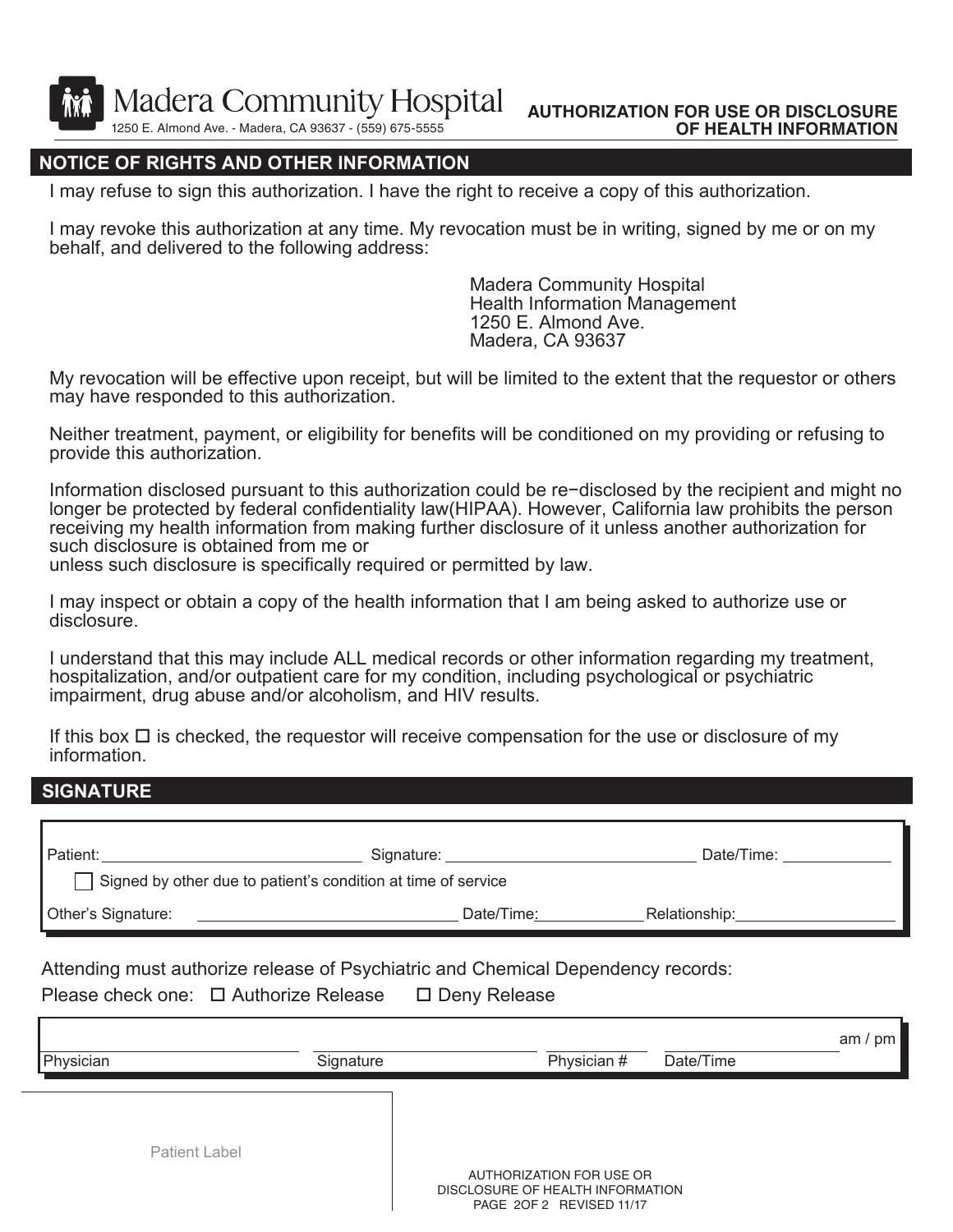Madera Community Hospital
1250 E. Almond Ave. - Madera, CA 93637 - (559) 675-5555

**AUTHORIZATION FOR USE OR DISCLOSURE OF HEALTH INFORMATION**

## NOTICE OF RIGHTS AND OTHER INFORMATION

I may refuse to sign this authorization. I have the right to receive a copy of this authorization.

I may revoke this authorization at any time. My revocation must be in writing, signed by me or on my behalf, and delivered to the following address:

Madera Community Hospital
Health Information Management
1250 E. Almond Ave.
Madera, CA 93637

My revocation will be effective upon receipt, but will be limited to the extent that the requestor or others may have responded to this authorization.

Neither treatment, payment, or eligibility for benefits will be conditioned on my providing or refusing to provide this authorization.

Information disclosed pursuant to this authorization could be re−disclosed by the recipient and might no longer be protected by federal confidentiality law(HIPAA). However, California law prohibits the person receiving my health information from making further disclosure of it unless another authorization for such disclosure is obtained from me or
unless such disclosure is specifically required or permitted by law.

I may inspect or obtain a copy of the health information that I am being asked to authorize use or disclosure.

I understand that this may include ALL medical records or other information regarding my treatment, hospitalization, and/or outpatient care for my condition, including psychological or psychiatric impairment, drug abuse and/or alcoholism, and HIV results.

If this box ☐ is checked, the requestor will receive compensation for the use or disclosure of my information.

## SIGNATURE

Patient: ______________________ Signature: ______________________ Date/Time: __________

☐ Signed by other due to patient's condition at time of service

Other's Signature: ______________________ Date/Time: __________ Relationship: ______________

Attending must authorize release of Psychiatric and Chemical Dependency records:

Please check one: ☐ Authorize Release ☐ Deny Release

______________________ ______________________ __________ ______________ am / pm
Physician Signature Physician # Date/Time

Patient Label

AUTHORIZATION FOR USE OR DISCLOSURE OF HEALTH INFORMATION
PAGE 2OF 2 REVISED 11/17